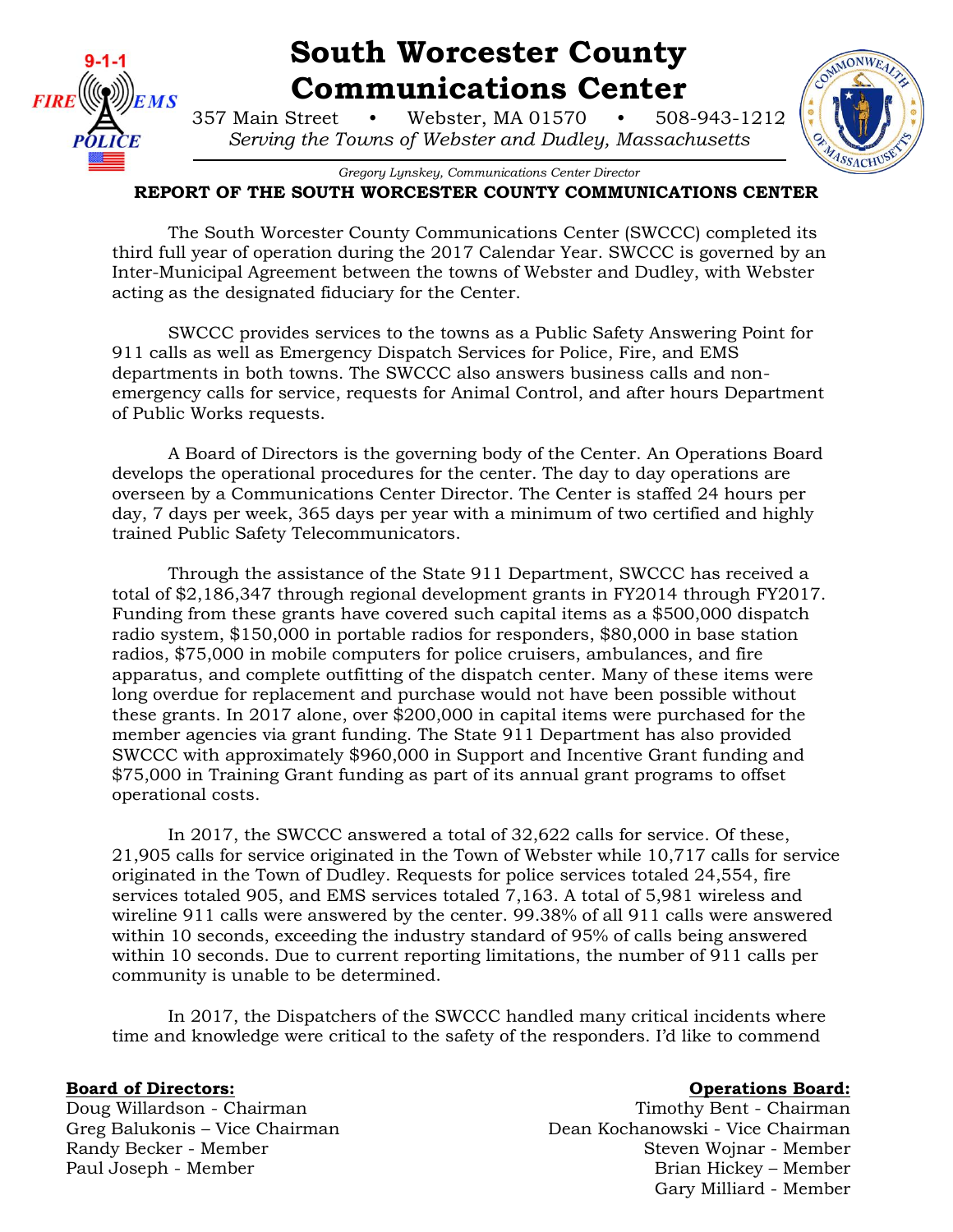# South Worcester County Communications Center

357 Main Street • Webster, MA 01570 • 508-943-1212

*Serving the Towns of Webster and Dudley, Massachusetts*

*Gregory Lynskey, Communications Center Director*

## REPORT OF THE SOUTH WORCESTER COUNTY COMMUNICATIONS CENTER

The South Worcester County Communications Center (SWCCC) completed its third full year of operation during the 2017 Calendar Year. SWCCC is governed by an Inter-Municipal Agreement between the towns of Webster and Dudley, with Webster acting as the designated fiduciary for the Center.

SWCCC provides services to the towns as a Public Safety Answering Point for 911 calls as well as Emergency Dispatch Services for Police, Fire, and EMS departments in both towns. The SWCCC also answers business calls and non-emergency calls for service, requests for Animal Control, and after hours Department of Public Works requests.

A Board of Directors is the governing body of the Center. An Operations Board develops the operational procedures for the center. The day to day operations are overseen by a Communications Center Director. The Center is staffed 24 hours per day, 7 days per week, 365 days per year with a minimum of two certified and highly trained Public Safety Telecommunicators.

Through the assistance of the State 911 Department, SWCCC has received a total of $2,186,347 through regional development grants in FY2014 through FY2017. Funding from these grants have covered such capital items as a $500,000 dispatch radio system, $150,000 in portable radios for responders, $80,000 in base station radios, $75,000 in mobile computers for police cruisers, ambulances, and fire apparatus, and complete outfitting of the dispatch center. Many of these items were long overdue for replacement and purchase would not have been possible without these grants. In 2017 alone, over $200,000 in capital items were purchased for the member agencies via grant funding. The State 911 Department has also provided SWCCC with approximately $960,000 in Support and Incentive Grant funding and $75,000 in Training Grant funding as part of its annual grant programs to offset operational costs.

In 2017, the SWCCC answered a total of 32,622 calls for service. Of these, 21,905 calls for service originated in the Town of Webster while 10,717 calls for service originated in the Town of Dudley. Requests for police services totaled 24,554, fire services totaled 905, and EMS services totaled 7,163. A total of 5,981 wireless and wireline 911 calls were answered by the center. 99.38% of all 911 calls were answered within 10 seconds, exceeding the industry standard of 95% of calls being answered within 10 seconds. Due to current reporting limitations, the number of 911 calls per community is unable to be determined.

In 2017, the Dispatchers of the SWCCC handled many critical incidents where time and knowledge were critical to the safety of the responders. I'd like to commend

**Board of Directors:**
Doug Willardson - Chairman
Greg Balukonis – Vice Chairman
Randy Becker - Member
Paul Joseph - Member

**Operations Board:**
Timothy Bent - Chairman
Dean Kochanowski - Vice Chairman
Steven Wojnar - Member
Brian Hickey – Member
Gary Milliard - Member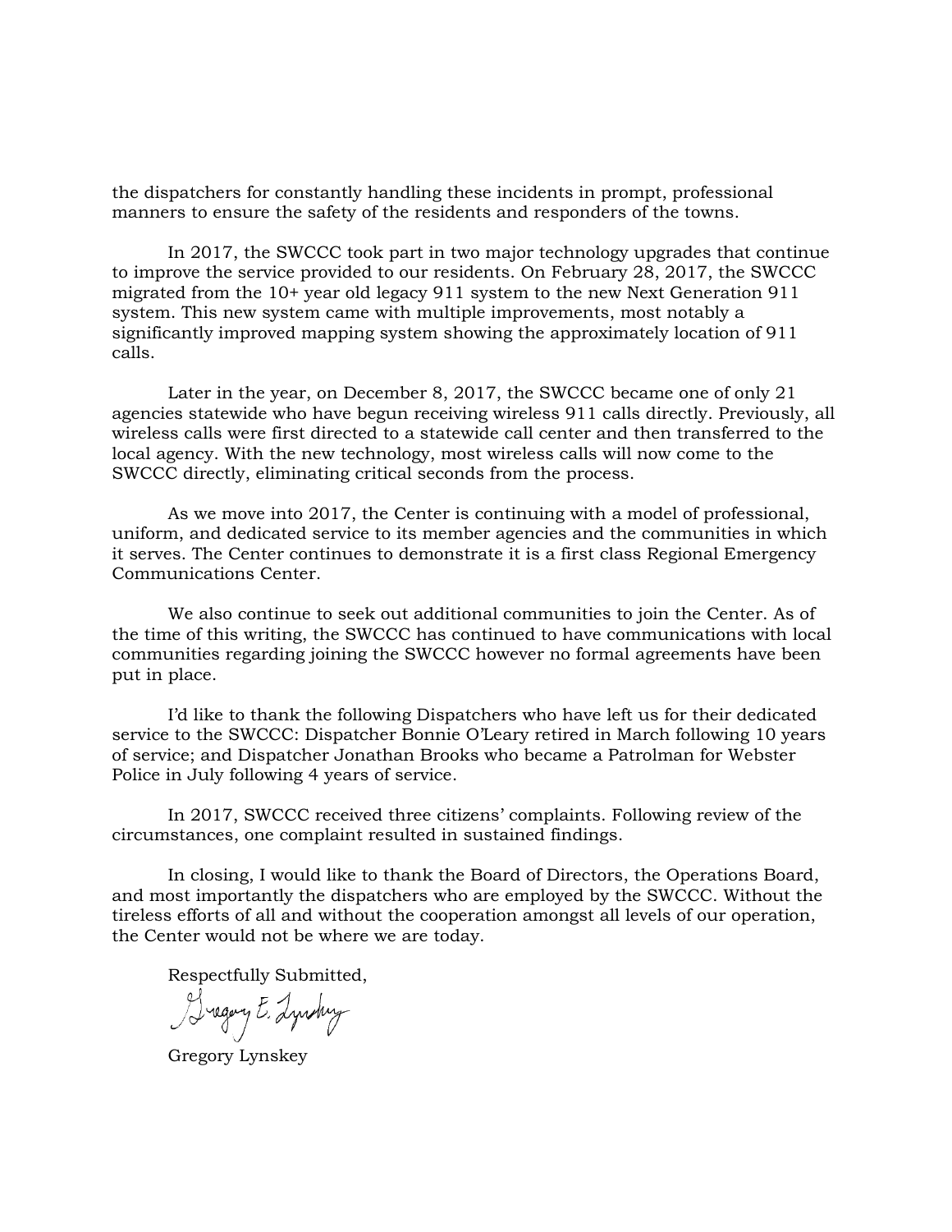the dispatchers for constantly handling these incidents in prompt, professional manners to ensure the safety of the residents and responders of the towns.

In 2017, the SWCCC took part in two major technology upgrades that continue to improve the service provided to our residents. On February 28, 2017, the SWCCC migrated from the 10+ year old legacy 911 system to the new Next Generation 911 system. This new system came with multiple improvements, most notably a significantly improved mapping system showing the approximately location of 911 calls.

Later in the year, on December 8, 2017, the SWCCC became one of only 21 agencies statewide who have begun receiving wireless 911 calls directly. Previously, all wireless calls were first directed to a statewide call center and then transferred to the local agency. With the new technology, most wireless calls will now come to the SWCCC directly, eliminating critical seconds from the process.

As we move into 2017, the Center is continuing with a model of professional, uniform, and dedicated service to its member agencies and the communities in which it serves. The Center continues to demonstrate it is a first class Regional Emergency Communications Center.

We also continue to seek out additional communities to join the Center. As of the time of this writing, the SWCCC has continued to have communications with local communities regarding joining the SWCCC however no formal agreements have been put in place.

I'd like to thank the following Dispatchers who have left us for their dedicated service to the SWCCC: Dispatcher Bonnie O'Leary retired in March following 10 years of service; and Dispatcher Jonathan Brooks who became a Patrolman for Webster Police in July following 4 years of service.

In 2017, SWCCC received three citizens' complaints. Following review of the circumstances, one complaint resulted in sustained findings.

In closing, I would like to thank the Board of Directors, the Operations Board, and most importantly the dispatchers who are employed by the SWCCC. Without the tireless efforts of all and without the cooperation amongst all levels of our operation, the Center would not be where we are today.

Respectfully Submitted,

Gregory E. Lynskey

Gregory Lynskey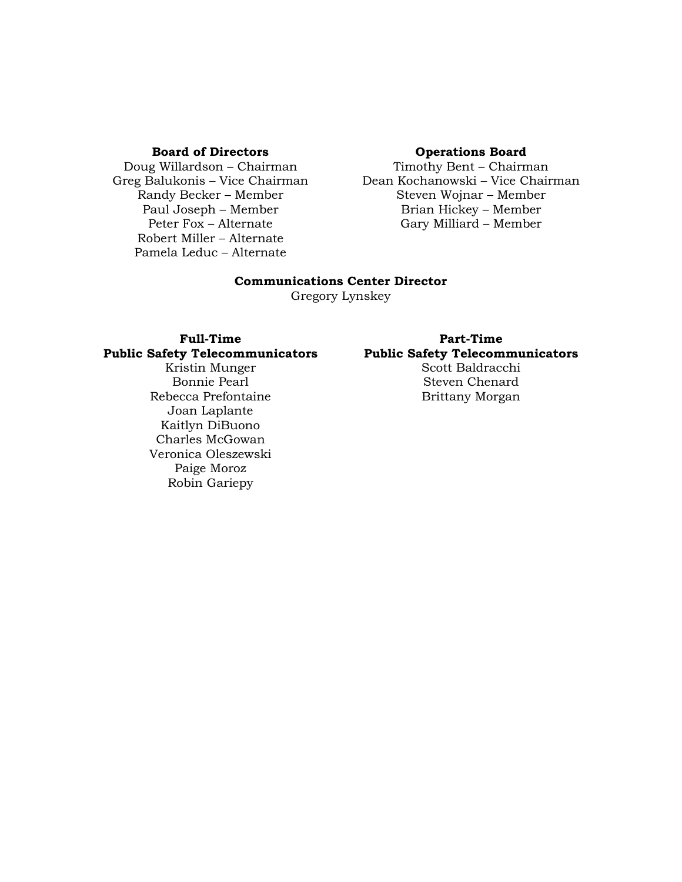**Board of Directors**

Doug Willardson – Chairman
Greg Balukonis – Vice Chairman
Randy Becker – Member
Paul Joseph – Member
Peter Fox – Alternate
Robert Miller – Alternate
Pamela Leduc – Alternate

**Operations Board**

Timothy Bent – Chairman
Dean Kochanowski – Vice Chairman
Steven Wojnar – Member
Brian Hickey – Member
Gary Milliard – Member

**Communications Center Director**

Gregory Lynskey

**Full-Time Public Safety Telecommunicators**

Kristin Munger
Bonnie Pearl
Rebecca Prefontaine
Joan Laplante
Kaitlyn DiBuono
Charles McGowan
Veronica Oleszewski
Paige Moroz
Robin Gariepy

**Part-Time Public Safety Telecommunicators**

Scott Baldracchi
Steven Chenard
Brittany Morgan